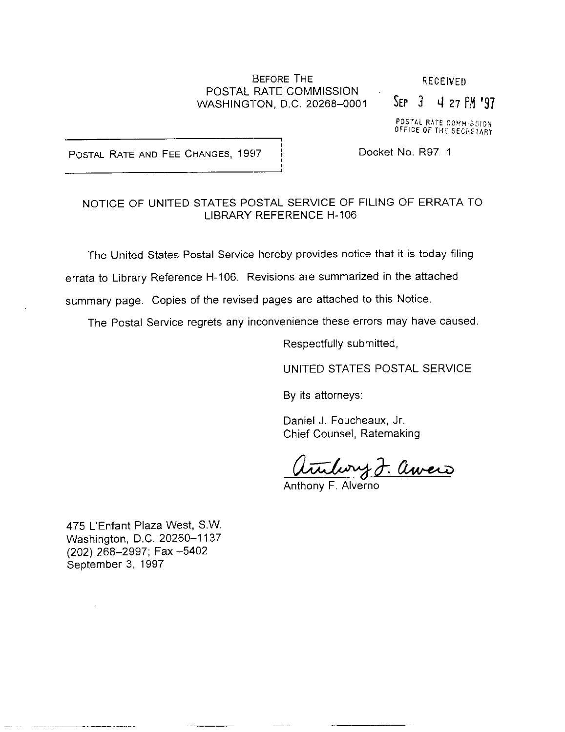BEFORE THE
POSTAL RATE COMMISSION
WASHINGTON, D.C. 20268–0001

RECEIVED
SEP 3 4 27 PM '97
POSTAL RATE COMMISSION
OFFICE OF THE SECRETARY

POSTAL RATE AND FEE CHANGES, 1997

Docket No. R97–1

NOTICE OF UNITED STATES POSTAL SERVICE OF FILING OF ERRATA TO LIBRARY REFERENCE H-106

The United States Postal Service hereby provides notice that it is today filing errata to Library Reference H-106. Revisions are summarized in the attached summary page. Copies of the revised pages are attached to this Notice.

The Postal Service regrets any inconvenience these errors may have caused.

Respectfully submitted,

UNITED STATES POSTAL SERVICE

By its attorneys:

Daniel J. Foucheaux, Jr.
Chief Counsel, Ratemaking

Anthony F. Alverno

475 L'Enfant Plaza West, S.W.
Washington, D.C. 20260–1137
(202) 268–2997; Fax –5402
September 3, 1997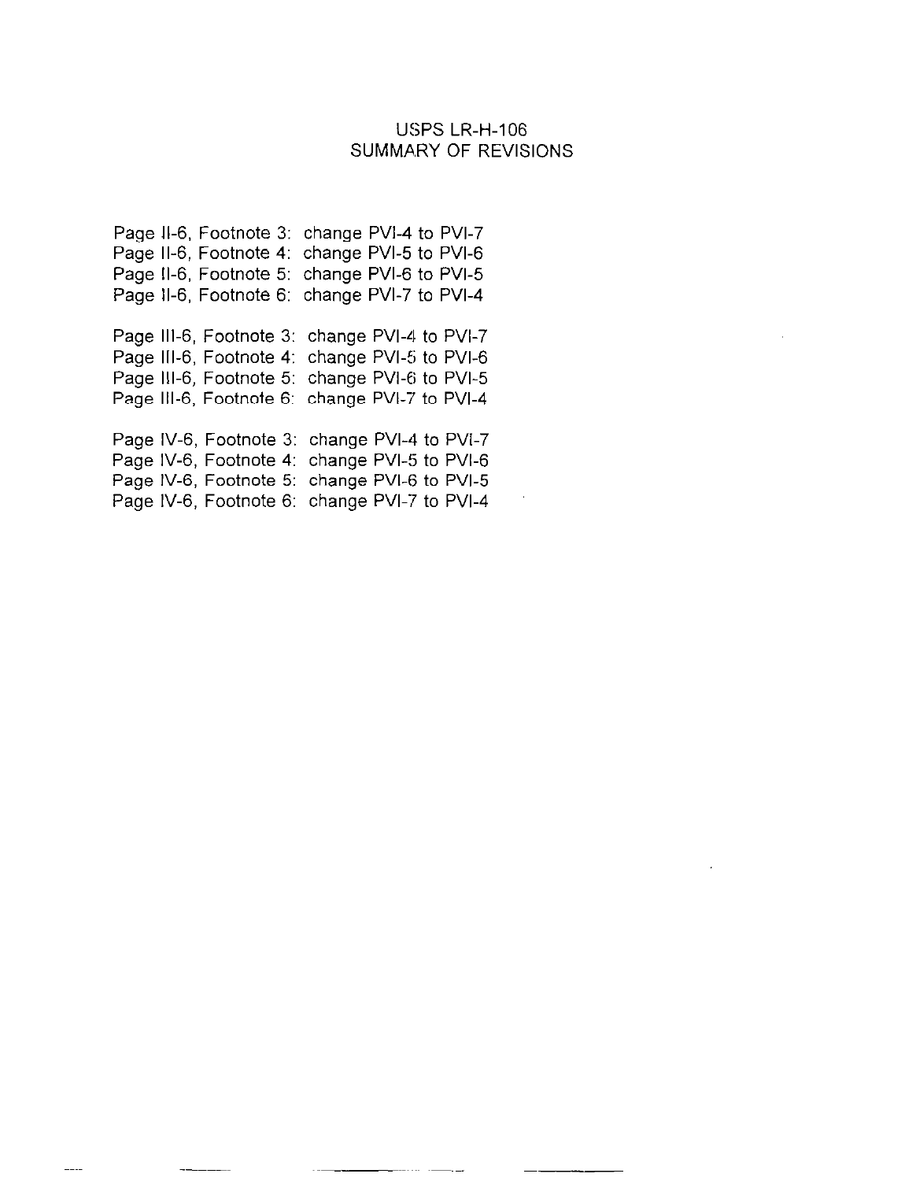# USPS LR-H-106
# SUMMARY OF REVISIONS

Page II-6, Footnote 3: change PVI-4 to PVI-7
Page II-6, Footnote 4: change PVI-5 to PVI-6
Page II-6, Footnote 5: change PVI-6 to PVI-5
Page II-6, Footnote 6: change PVI-7 to PVI-4

Page III-6, Footnote 3: change PVI-4 to PVI-7
Page III-6, Footnote 4: change PVI-5 to PVI-6
Page III-6, Footnote 5: change PVI-6 to PVI-5
Page III-6, Footnote 6: change PVI-7 to PVI-4

Page IV-6, Footnote 3: change PVI-4 to PVI-7
Page IV-6, Footnote 4: change PVI-5 to PVI-6
Page IV-6, Footnote 5: change PVI-6 to PVI-5
Page IV-6, Footnote 6: change PVI-7 to PVI-4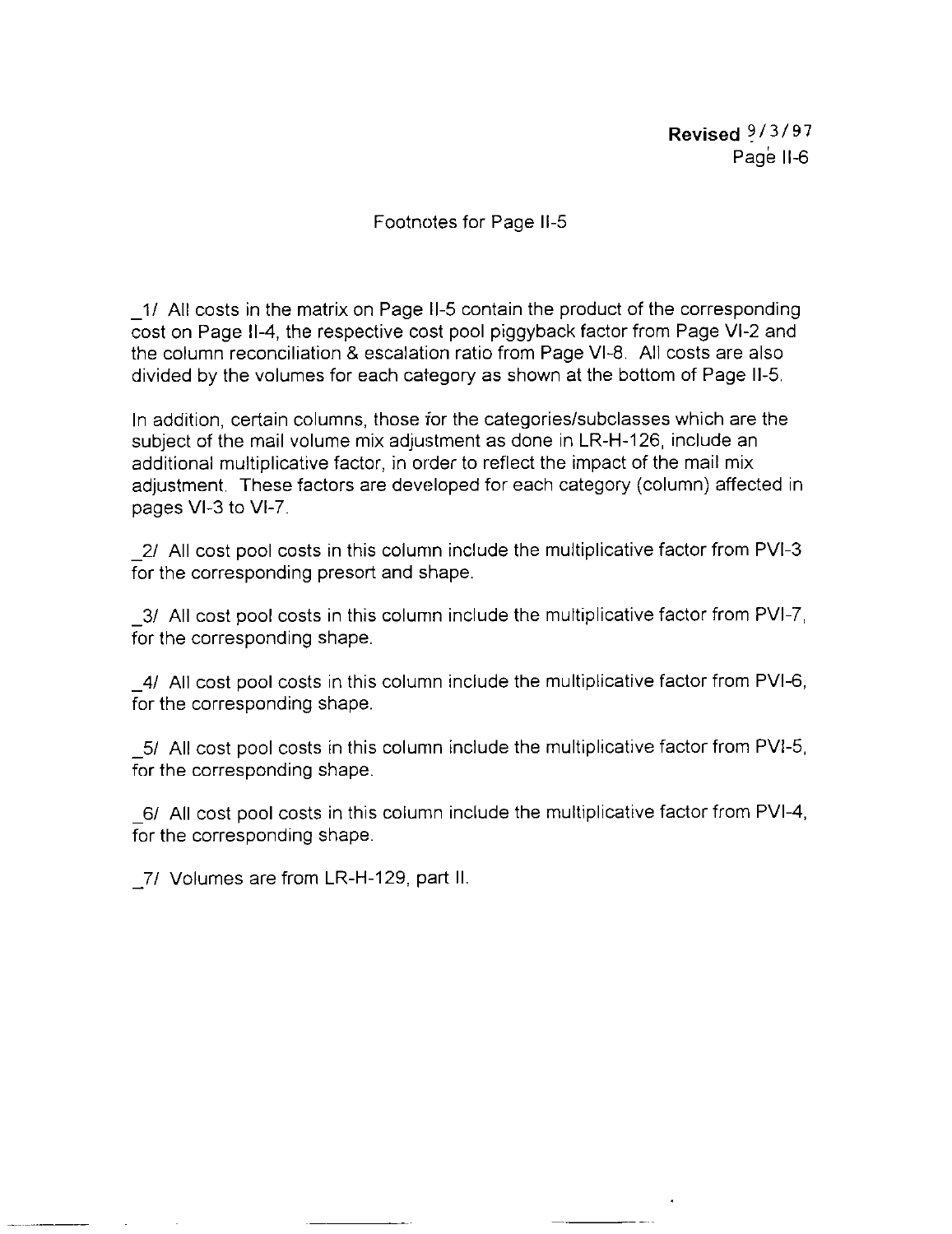Revised 9/3/97
Page II-6

Footnotes for Page II-5

_1/ All costs in the matrix on Page II-5 contain the product of the corresponding cost on Page II-4, the respective cost pool piggyback factor from Page VI-2 and the column reconciliation & escalation ratio from Page VI-8. All costs are also divided by the volumes for each category as shown at the bottom of Page II-5.

In addition, certain columns, those for the categories/subclasses which are the subject of the mail volume mix adjustment as done in LR-H-126, include an additional multiplicative factor, in order to reflect the impact of the mail mix adjustment. These factors are developed for each category (column) affected in pages VI-3 to VI-7.

_2/ All cost pool costs in this column include the multiplicative factor from PVI-3 for the corresponding presort and shape.

_3/ All cost pool costs in this column include the multiplicative factor from PVI-7, for the corresponding shape.

_4/ All cost pool costs in this column include the multiplicative factor from PVI-6, for the corresponding shape.

_5/ All cost pool costs in this column include the multiplicative factor from PVI-5, for the corresponding shape.

_6/ All cost pool costs in this column include the multiplicative factor from PVI-4, for the corresponding shape.

_7/ Volumes are from LR-H-129, part II.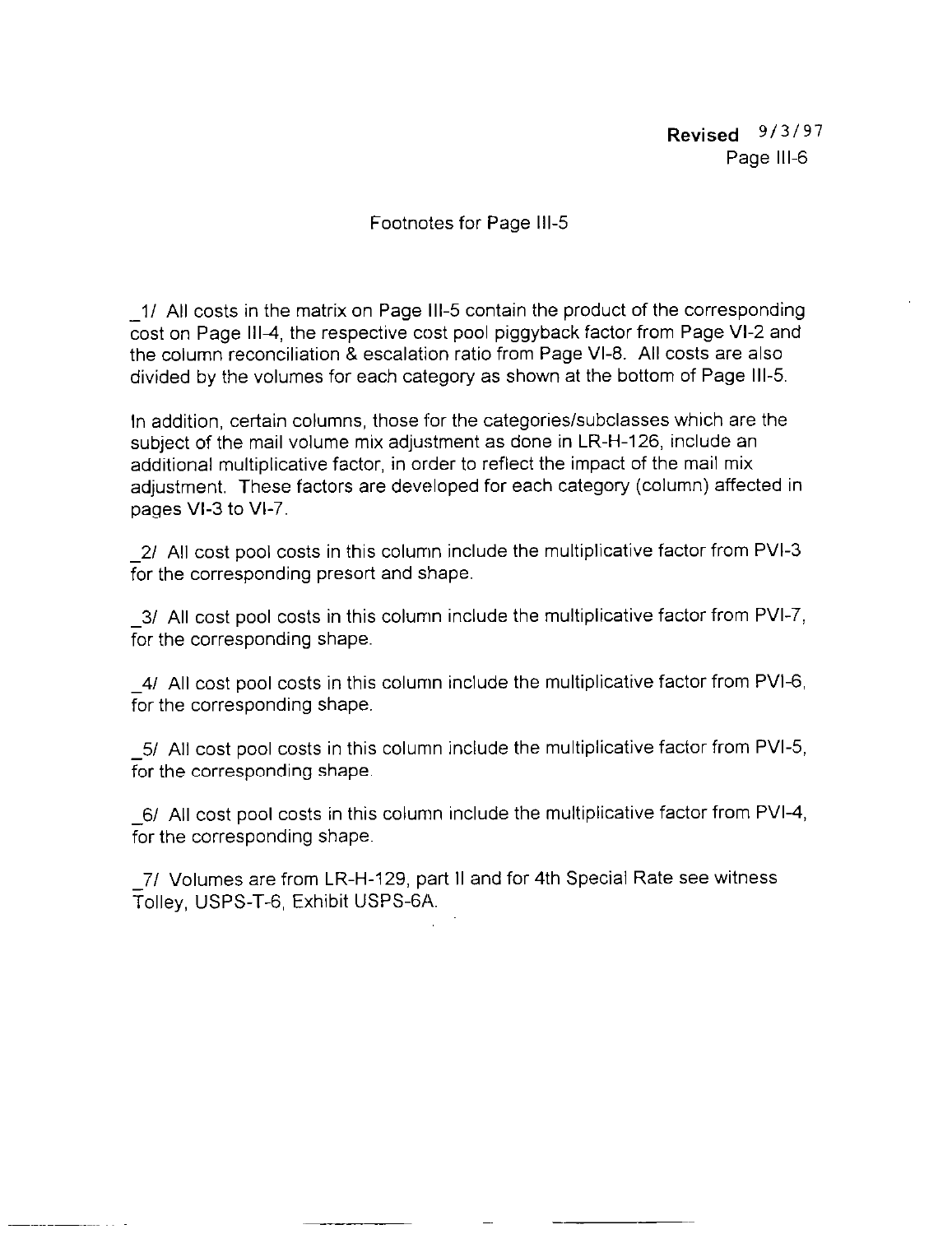**Revised** 9/3/97
Page III-6

Footnotes for Page III-5

_1/ All costs in the matrix on Page III-5 contain the product of the corresponding cost on Page III-4, the respective cost pool piggyback factor from Page VI-2 and the column reconciliation & escalation ratio from Page VI-8. All costs are also divided by the volumes for each category as shown at the bottom of Page III-5.

In addition, certain columns, those for the categories/subclasses which are the subject of the mail volume mix adjustment as done in LR-H-126, include an additional multiplicative factor, in order to reflect the impact of the mail mix adjustment. These factors are developed for each category (column) affected in pages VI-3 to VI-7.

_2/ All cost pool costs in this column include the multiplicative factor from PVI-3 for the corresponding presort and shape.

_3/ All cost pool costs in this column include the multiplicative factor from PVI-7, for the corresponding shape.

_4/ All cost pool costs in this column include the multiplicative factor from PVI-6, for the corresponding shape.

_5/ All cost pool costs in this column include the multiplicative factor from PVI-5, for the corresponding shape.

_6/ All cost pool costs in this column include the multiplicative factor from PVI-4, for the corresponding shape.

_7/ Volumes are from LR-H-129, part II and for 4th Special Rate see witness Tolley, USPS-T-6, Exhibit USPS-6A.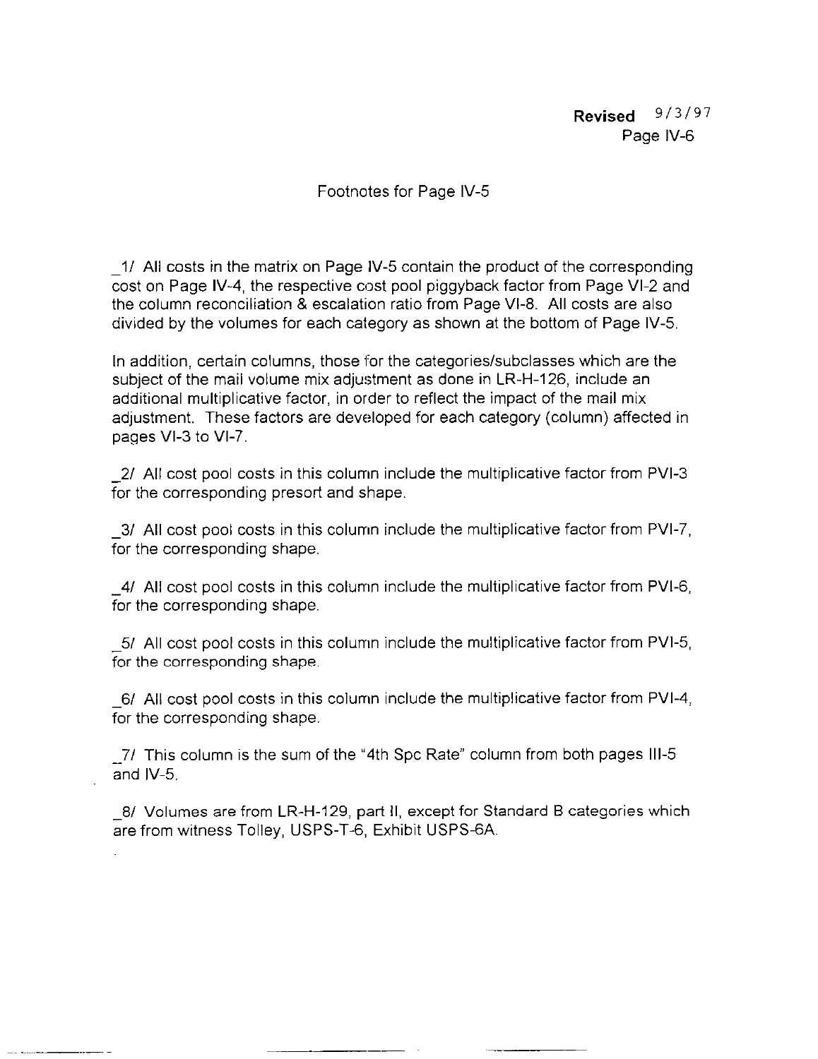## Footnotes for Page IV-5

_1/ All costs in the matrix on Page IV-5 contain the product of the corresponding cost on Page IV-4, the respective cost pool piggyback factor from Page VI-2 and the column reconciliation & escalation ratio from Page VI-8. All costs are also divided by the volumes for each category as shown at the bottom of Page IV-5.

In addition, certain columns, those for the categories/subclasses which are the subject of the mail volume mix adjustment as done in LR-H-126, include an additional multiplicative factor, in order to reflect the impact of the mail mix adjustment. These factors are developed for each category (column) affected in pages VI-3 to VI-7.

_2/ All cost pool costs in this column include the multiplicative factor from PVI-3 for the corresponding presort and shape.

_3/ All cost pool costs in this column include the multiplicative factor from PVI-7, for the corresponding shape.

_4/ All cost pool costs in this column include the multiplicative factor from PVI-6, for the corresponding shape.

_5/ All cost pool costs in this column include the multiplicative factor from PVI-5, for the corresponding shape.

_6/ All cost pool costs in this column include the multiplicative factor from PVI-4, for the corresponding shape.

_7/ This column is the sum of the "4th Spc Rate" column from both pages III-5 and IV-5.

_8/ Volumes are from LR-H-129, part II, except for Standard B categories which are from witness Tolley, USPS-T-6, Exhibit USPS-6A.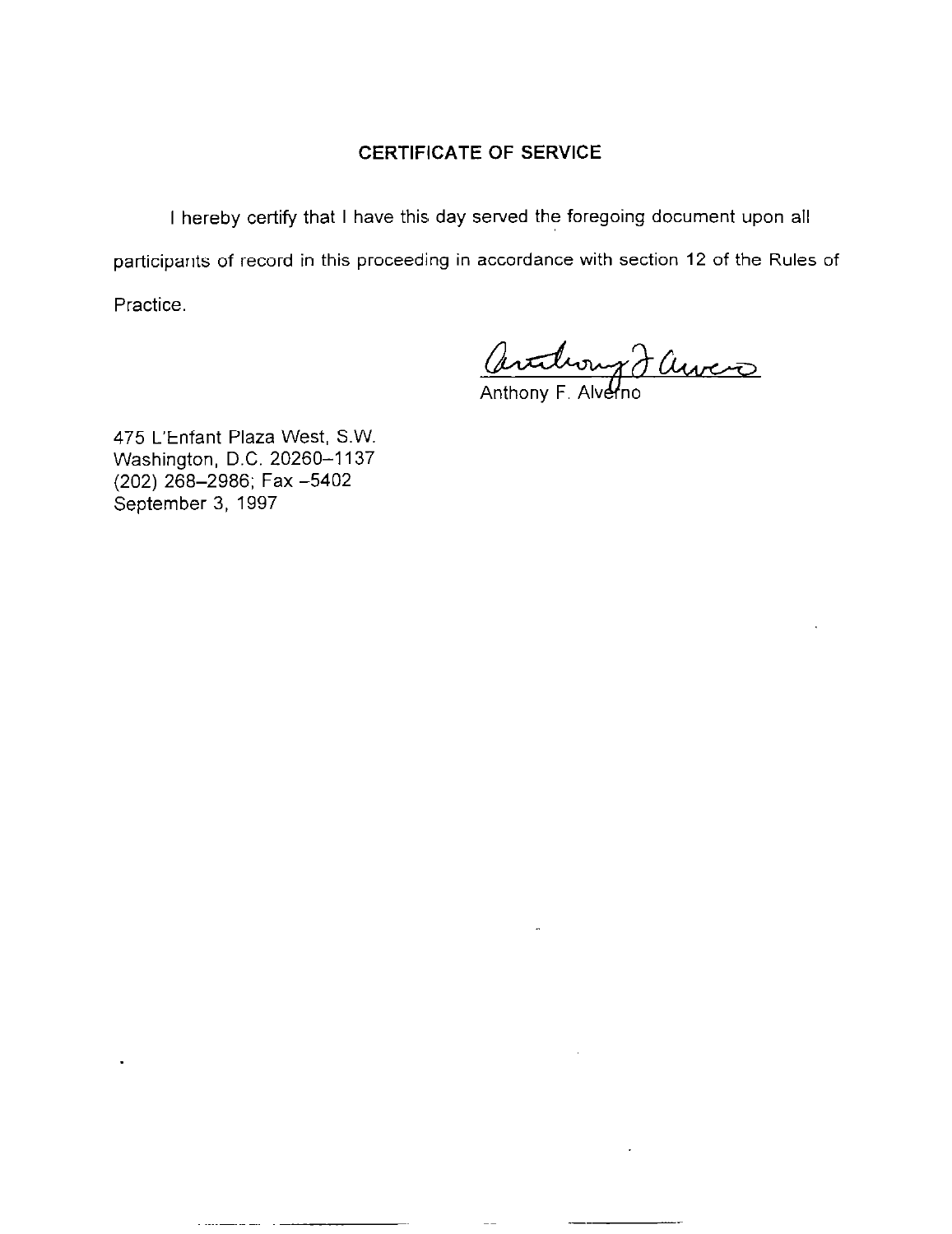## CERTIFICATE OF SERVICE

I hereby certify that I have this day served the foregoing document upon all participants of record in this proceeding in accordance with section 12 of the Rules of Practice.

Anthony F. Alverno

475 L'Enfant Plaza West, S.W.
Washington, D.C. 20260–1137
(202) 268–2986; Fax –5402
September 3, 1997